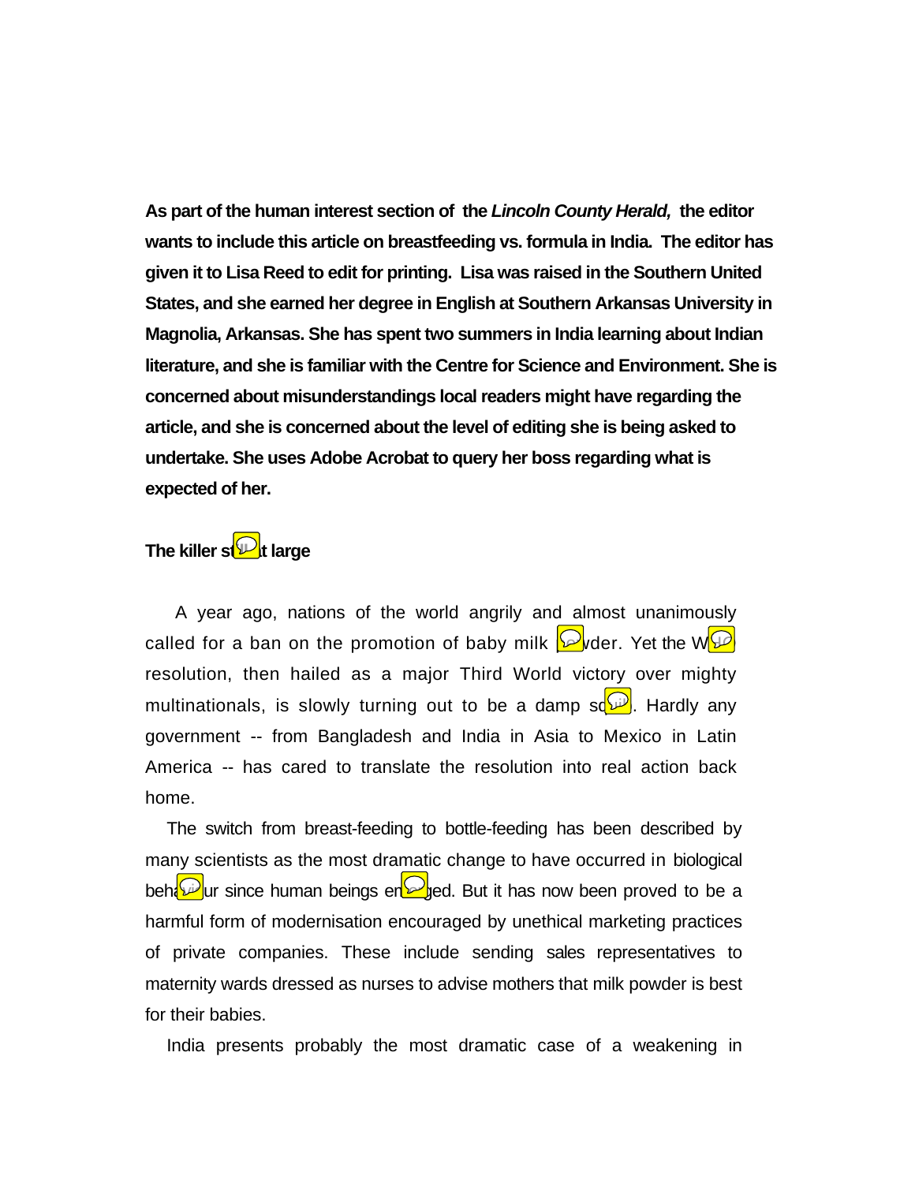**As part of the human interest section of the *Lincoln County Herald,* the editor wants to include this article on breastfeeding vs. formula in India. The editor has given it to Lisa Reed to edit for printing. Lisa was raised in the Southern United States, and she earned her degree in English at Southern Arkansas University in Magnolia, Arkansas. She has spent two summers in India learning about Indian literature, and she is familiar with the Centre for Science and Environment. She is concerned about misunderstandings local readers might have regarding the article, and she is concerned about the level of editing she is being asked to undertake. She uses Adobe Acrobat to query her boss regarding what is expected of her.**

**The killer still at large**

A year ago, nations of the world angrily and almost unanimously called for a ban on the promotion of baby milk powder. Yet the WHO resolution, then hailed as a major Third World victory over mighty multinationals, is slowly turning out to be a damp squib. Hardly any government -- from Bangladesh and India in Asia to Mexico in Latin America -- has cared to translate the resolution into real action back home.

The switch from breast-feeding to bottle-feeding has been described by many scientists as the most dramatic change to have occurred in biological behaviour since human beings emerged. But it has now been proved to be a harmful form of modernisation encouraged by unethical marketing practices of private companies. These include sending sales representatives to maternity wards dressed as nurses to advise mothers that milk powder is best for their babies.

India presents probably the most dramatic case of a weakening in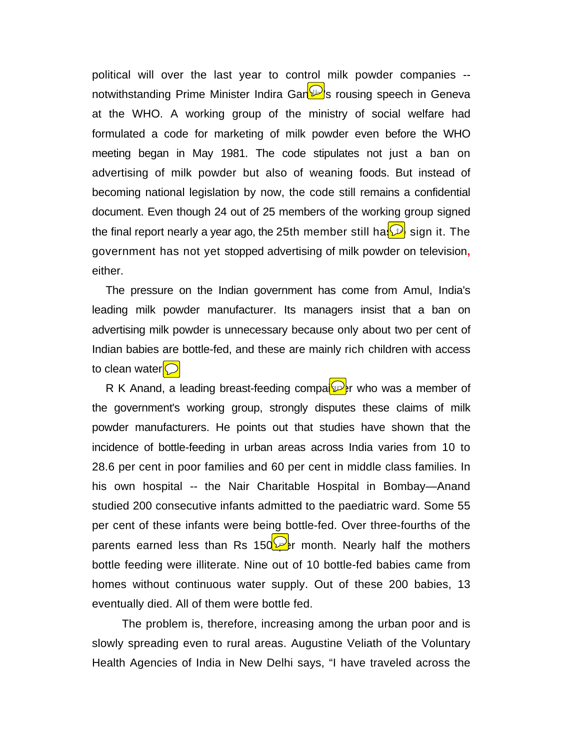political will over the last year to control milk powder companies -- notwithstanding Prime Minister Indira Gandhi's rousing speech in Geneva at the WHO. A working group of the ministry of social welfare had formulated a code for marketing of milk powder even before the WHO meeting began in May 1981. The code stipulates not just a ban on advertising of milk powder but also of weaning foods. But instead of becoming national legislation by now, the code still remains a confidential document. Even though 24 out of 25 members of the working group signed the final report nearly a year ago, the 25th member still hasn't sign it. The government has not yet stopped advertising of milk powder on television, either.

The pressure on the Indian government has come from Amul, India's leading milk powder manufacturer. Its managers insist that a ban on advertising milk powder is unnecessary because only about two per cent of Indian babies are bottle-fed, and these are mainly rich children with access to clean water.

R K Anand, a leading breast-feeding campaigner who was a member of the government's working group, strongly disputes these claims of milk powder manufacturers. He points out that studies have shown that the incidence of bottle-feeding in urban areas across India varies from 10 to 28.6 per cent in poor families and 60 per cent in middle class families. In his own hospital -- the Nair Charitable Hospital in Bombay—Anand studied 200 consecutive infants admitted to the paediatric ward. Some 55 per cent of these infants were being bottle-fed. Over three-fourths of the parents earned less than Rs 150 per month. Nearly half the mothers bottle feeding were illiterate. Nine out of 10 bottle-fed babies came from homes without continuous water supply. Out of these 200 babies, 13 eventually died. All of them were bottle fed.

The problem is, therefore, increasing among the urban poor and is slowly spreading even to rural areas. Augustine Veliath of the Voluntary Health Agencies of India in New Delhi says, "I have traveled across the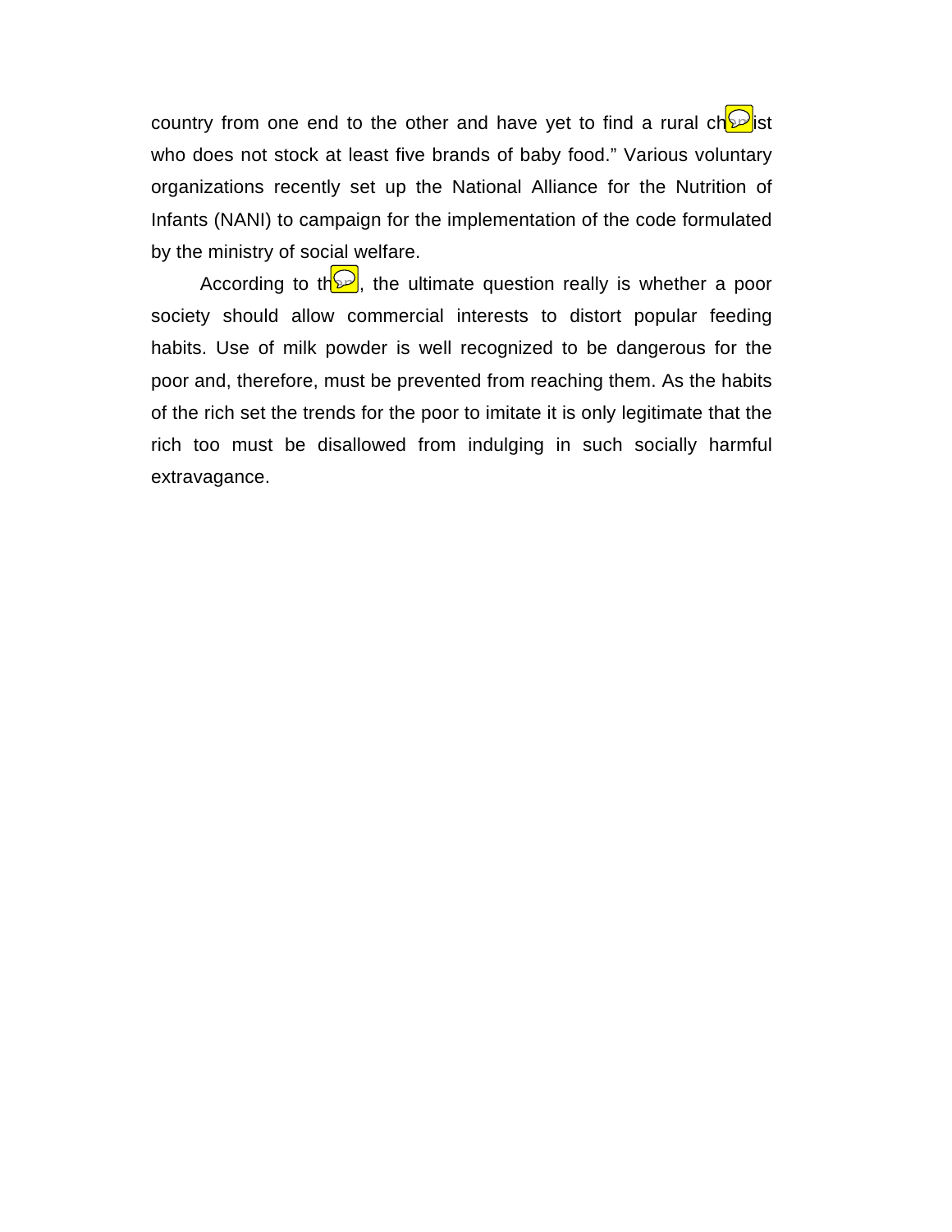country from one end to the other and have yet to find a rural chemist who does not stock at least five brands of baby food." Various voluntary organizations recently set up the National Alliance for the Nutrition of Infants (NANI) to campaign for the implementation of the code formulated by the ministry of social welfare.

According to them, the ultimate question really is whether a poor society should allow commercial interests to distort popular feeding habits. Use of milk powder is well recognized to be dangerous for the poor and, therefore, must be prevented from reaching them. As the habits of the rich set the trends for the poor to imitate it is only legitimate that the rich too must be disallowed from indulging in such socially harmful extravagance.